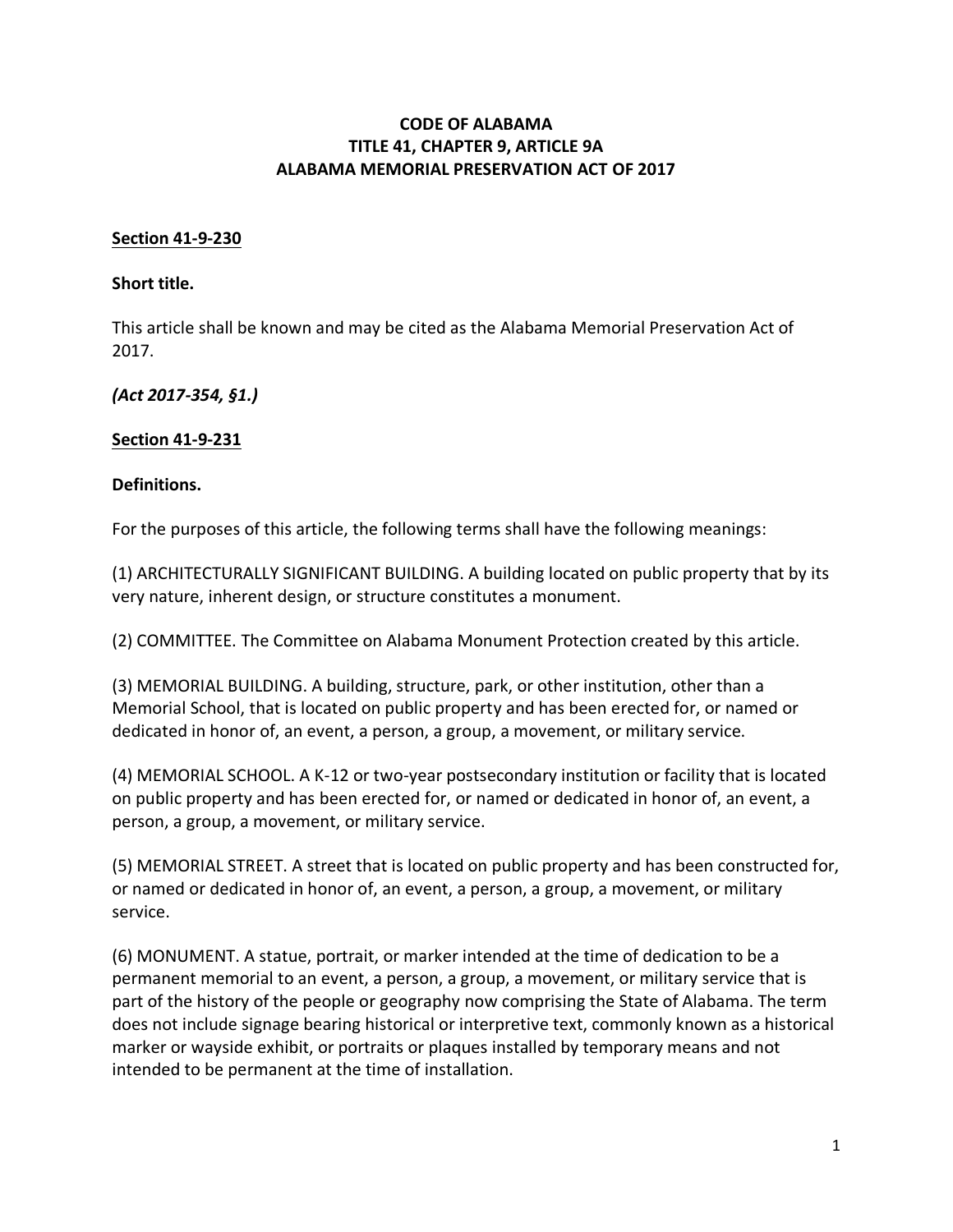# CODE OF ALABAMA
# TITLE 41, CHAPTER 9, ARTICLE 9A
# ALABAMA MEMORIAL PRESERVATION ACT OF 2017

## Section 41-9-230

**Short title.**

This article shall be known and may be cited as the Alabama Memorial Preservation Act of 2017.

***(Act 2017-354, §1.)***

## Section 41-9-231

**Definitions.**

For the purposes of this article, the following terms shall have the following meanings:

(1) ARCHITECTURALLY SIGNIFICANT BUILDING. A building located on public property that by its very nature, inherent design, or structure constitutes a monument.

(2) COMMITTEE. The Committee on Alabama Monument Protection created by this article.

(3) MEMORIAL BUILDING. A building, structure, park, or other institution, other than a Memorial School, that is located on public property and has been erected for, or named or dedicated in honor of, an event, a person, a group, a movement, or military service.

(4) MEMORIAL SCHOOL. A K-12 or two-year postsecondary institution or facility that is located on public property and has been erected for, or named or dedicated in honor of, an event, a person, a group, a movement, or military service.

(5) MEMORIAL STREET. A street that is located on public property and has been constructed for, or named or dedicated in honor of, an event, a person, a group, a movement, or military service.

(6) MONUMENT. A statue, portrait, or marker intended at the time of dedication to be a permanent memorial to an event, a person, a group, a movement, or military service that is part of the history of the people or geography now comprising the State of Alabama. The term does not include signage bearing historical or interpretive text, commonly known as a historical marker or wayside exhibit, or portraits or plaques installed by temporary means and not intended to be permanent at the time of installation.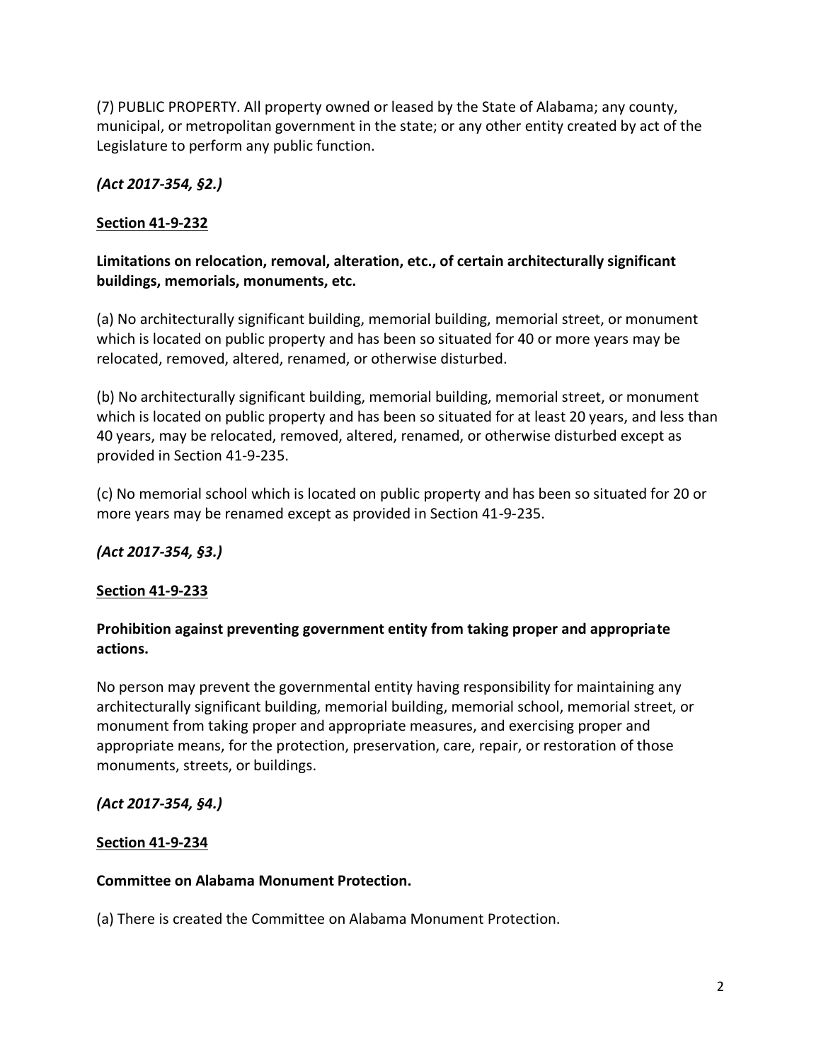(7) PUBLIC PROPERTY. All property owned or leased by the State of Alabama; any county, municipal, or metropolitan government in the state; or any other entity created by act of the Legislature to perform any public function.

***(Act 2017-354, §2.)***

**<u>Section 41-9-232</u>**

**Limitations on relocation, removal, alteration, etc., of certain architecturally significant buildings, memorials, monuments, etc.**

(a) No architecturally significant building, memorial building, memorial street, or monument which is located on public property and has been so situated for 40 or more years may be relocated, removed, altered, renamed, or otherwise disturbed.

(b) No architecturally significant building, memorial building, memorial street, or monument which is located on public property and has been so situated for at least 20 years, and less than 40 years, may be relocated, removed, altered, renamed, or otherwise disturbed except as provided in Section 41-9-235.

(c) No memorial school which is located on public property and has been so situated for 20 or more years may be renamed except as provided in Section 41-9-235.

***(Act 2017-354, §3.)***

**<u>Section 41-9-233</u>**

**Prohibition against preventing government entity from taking proper and appropriate actions.**

No person may prevent the governmental entity having responsibility for maintaining any architecturally significant building, memorial building, memorial school, memorial street, or monument from taking proper and appropriate measures, and exercising proper and appropriate means, for the protection, preservation, care, repair, or restoration of those monuments, streets, or buildings.

***(Act 2017-354, §4.)***

**<u>Section 41-9-234</u>**

**Committee on Alabama Monument Protection.**

(a) There is created the Committee on Alabama Monument Protection.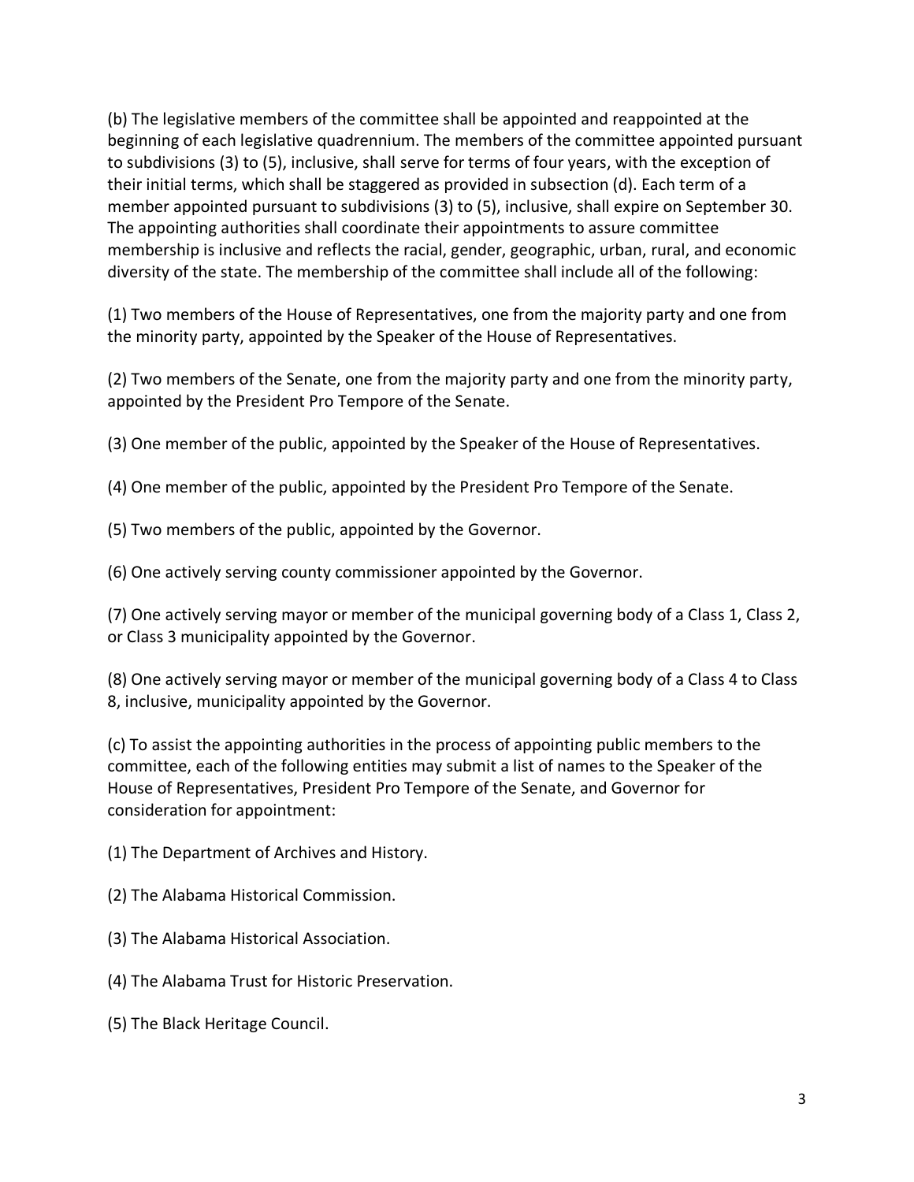(b) The legislative members of the committee shall be appointed and reappointed at the beginning of each legislative quadrennium. The members of the committee appointed pursuant to subdivisions (3) to (5), inclusive, shall serve for terms of four years, with the exception of their initial terms, which shall be staggered as provided in subsection (d). Each term of a member appointed pursuant to subdivisions (3) to (5), inclusive, shall expire on September 30. The appointing authorities shall coordinate their appointments to assure committee membership is inclusive and reflects the racial, gender, geographic, urban, rural, and economic diversity of the state. The membership of the committee shall include all of the following:

(1) Two members of the House of Representatives, one from the majority party and one from the minority party, appointed by the Speaker of the House of Representatives.

(2) Two members of the Senate, one from the majority party and one from the minority party, appointed by the President Pro Tempore of the Senate.

(3) One member of the public, appointed by the Speaker of the House of Representatives.

(4) One member of the public, appointed by the President Pro Tempore of the Senate.

(5) Two members of the public, appointed by the Governor.

(6) One actively serving county commissioner appointed by the Governor.

(7) One actively serving mayor or member of the municipal governing body of a Class 1, Class 2, or Class 3 municipality appointed by the Governor.

(8) One actively serving mayor or member of the municipal governing body of a Class 4 to Class 8, inclusive, municipality appointed by the Governor.

(c) To assist the appointing authorities in the process of appointing public members to the committee, each of the following entities may submit a list of names to the Speaker of the House of Representatives, President Pro Tempore of the Senate, and Governor for consideration for appointment:

(1) The Department of Archives and History.

(2) The Alabama Historical Commission.

(3) The Alabama Historical Association.

(4) The Alabama Trust for Historic Preservation.

(5) The Black Heritage Council.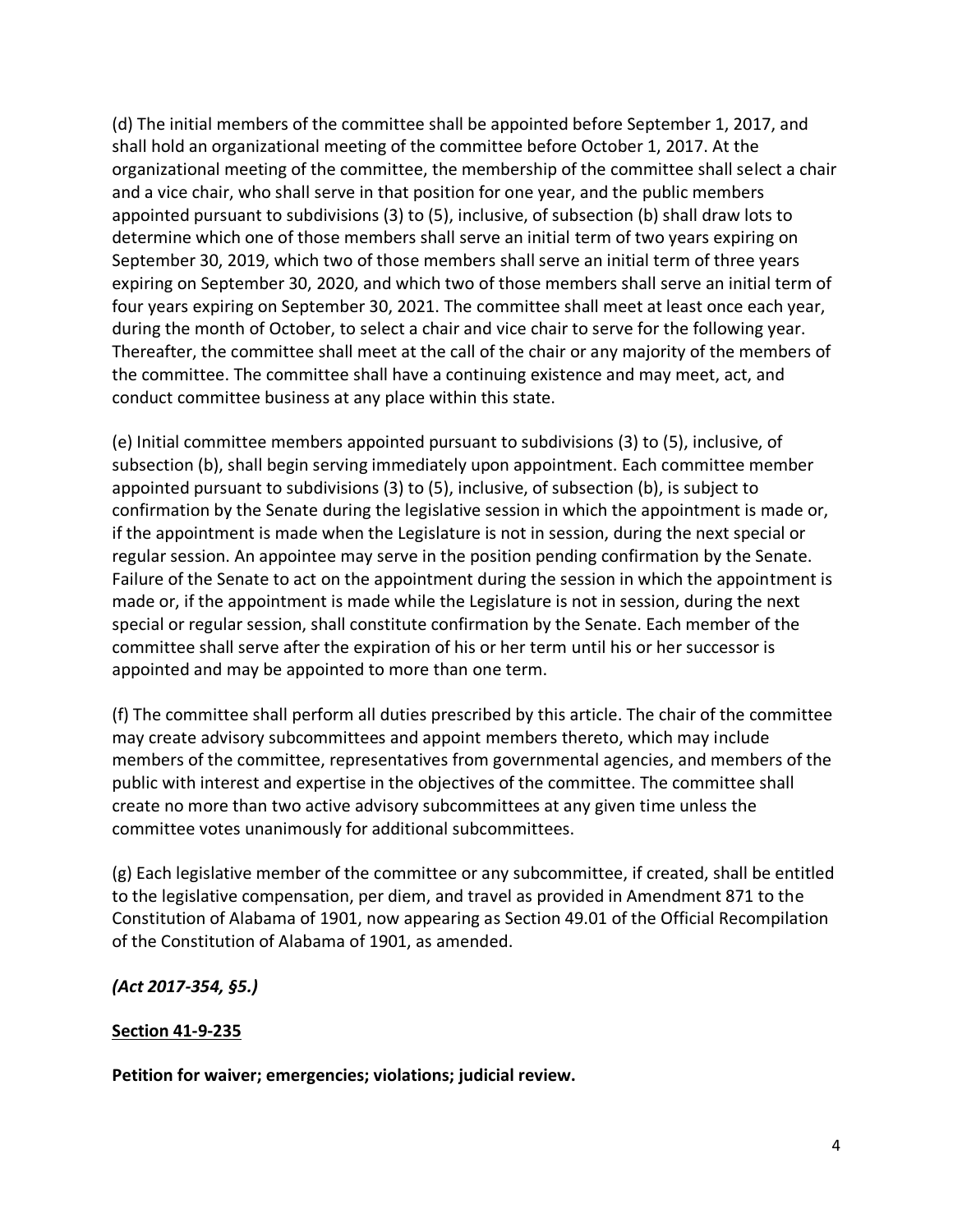(d) The initial members of the committee shall be appointed before September 1, 2017, and shall hold an organizational meeting of the committee before October 1, 2017. At the organizational meeting of the committee, the membership of the committee shall select a chair and a vice chair, who shall serve in that position for one year, and the public members appointed pursuant to subdivisions (3) to (5), inclusive, of subsection (b) shall draw lots to determine which one of those members shall serve an initial term of two years expiring on September 30, 2019, which two of those members shall serve an initial term of three years expiring on September 30, 2020, and which two of those members shall serve an initial term of four years expiring on September 30, 2021. The committee shall meet at least once each year, during the month of October, to select a chair and vice chair to serve for the following year. Thereafter, the committee shall meet at the call of the chair or any majority of the members of the committee. The committee shall have a continuing existence and may meet, act, and conduct committee business at any place within this state.

(e) Initial committee members appointed pursuant to subdivisions (3) to (5), inclusive, of subsection (b), shall begin serving immediately upon appointment. Each committee member appointed pursuant to subdivisions (3) to (5), inclusive, of subsection (b), is subject to confirmation by the Senate during the legislative session in which the appointment is made or, if the appointment is made when the Legislature is not in session, during the next special or regular session. An appointee may serve in the position pending confirmation by the Senate. Failure of the Senate to act on the appointment during the session in which the appointment is made or, if the appointment is made while the Legislature is not in session, during the next special or regular session, shall constitute confirmation by the Senate. Each member of the committee shall serve after the expiration of his or her term until his or her successor is appointed and may be appointed to more than one term.

(f) The committee shall perform all duties prescribed by this article. The chair of the committee may create advisory subcommittees and appoint members thereto, which may include members of the committee, representatives from governmental agencies, and members of the public with interest and expertise in the objectives of the committee. The committee shall create no more than two active advisory subcommittees at any given time unless the committee votes unanimously for additional subcommittees.

(g) Each legislative member of the committee or any subcommittee, if created, shall be entitled to the legislative compensation, per diem, and travel as provided in Amendment 871 to the Constitution of Alabama of 1901, now appearing as Section 49.01 of the Official Recompilation of the Constitution of Alabama of 1901, as amended.

***(Act 2017-354, §5.)***

**<u>Section 41-9-235</u>**

**Petition for waiver; emergencies; violations; judicial review.**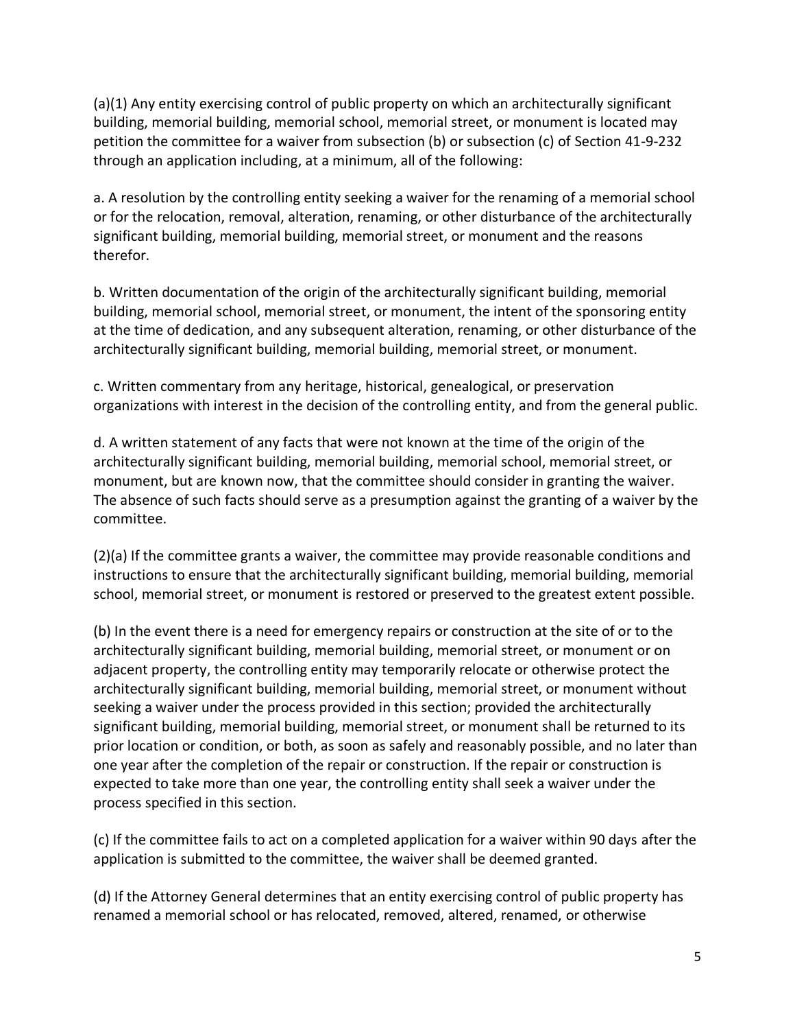(a)(1) Any entity exercising control of public property on which an architecturally significant building, memorial building, memorial school, memorial street, or monument is located may petition the committee for a waiver from subsection (b) or subsection (c) of Section 41-9-232 through an application including, at a minimum, all of the following:

a. A resolution by the controlling entity seeking a waiver for the renaming of a memorial school or for the relocation, removal, alteration, renaming, or other disturbance of the architecturally significant building, memorial building, memorial street, or monument and the reasons therefor.

b. Written documentation of the origin of the architecturally significant building, memorial building, memorial school, memorial street, or monument, the intent of the sponsoring entity at the time of dedication, and any subsequent alteration, renaming, or other disturbance of the architecturally significant building, memorial building, memorial street, or monument.

c. Written commentary from any heritage, historical, genealogical, or preservation organizations with interest in the decision of the controlling entity, and from the general public.

d. A written statement of any facts that were not known at the time of the origin of the architecturally significant building, memorial building, memorial school, memorial street, or monument, but are known now, that the committee should consider in granting the waiver. The absence of such facts should serve as a presumption against the granting of a waiver by the committee.

(2)(a) If the committee grants a waiver, the committee may provide reasonable conditions and instructions to ensure that the architecturally significant building, memorial building, memorial school, memorial street, or monument is restored or preserved to the greatest extent possible.

(b) In the event there is a need for emergency repairs or construction at the site of or to the architecturally significant building, memorial building, memorial street, or monument or on adjacent property, the controlling entity may temporarily relocate or otherwise protect the architecturally significant building, memorial building, memorial street, or monument without seeking a waiver under the process provided in this section; provided the architecturally significant building, memorial building, memorial street, or monument shall be returned to its prior location or condition, or both, as soon as safely and reasonably possible, and no later than one year after the completion of the repair or construction. If the repair or construction is expected to take more than one year, the controlling entity shall seek a waiver under the process specified in this section.

(c) If the committee fails to act on a completed application for a waiver within 90 days after the application is submitted to the committee, the waiver shall be deemed granted.

(d) If the Attorney General determines that an entity exercising control of public property has renamed a memorial school or has relocated, removed, altered, renamed, or otherwise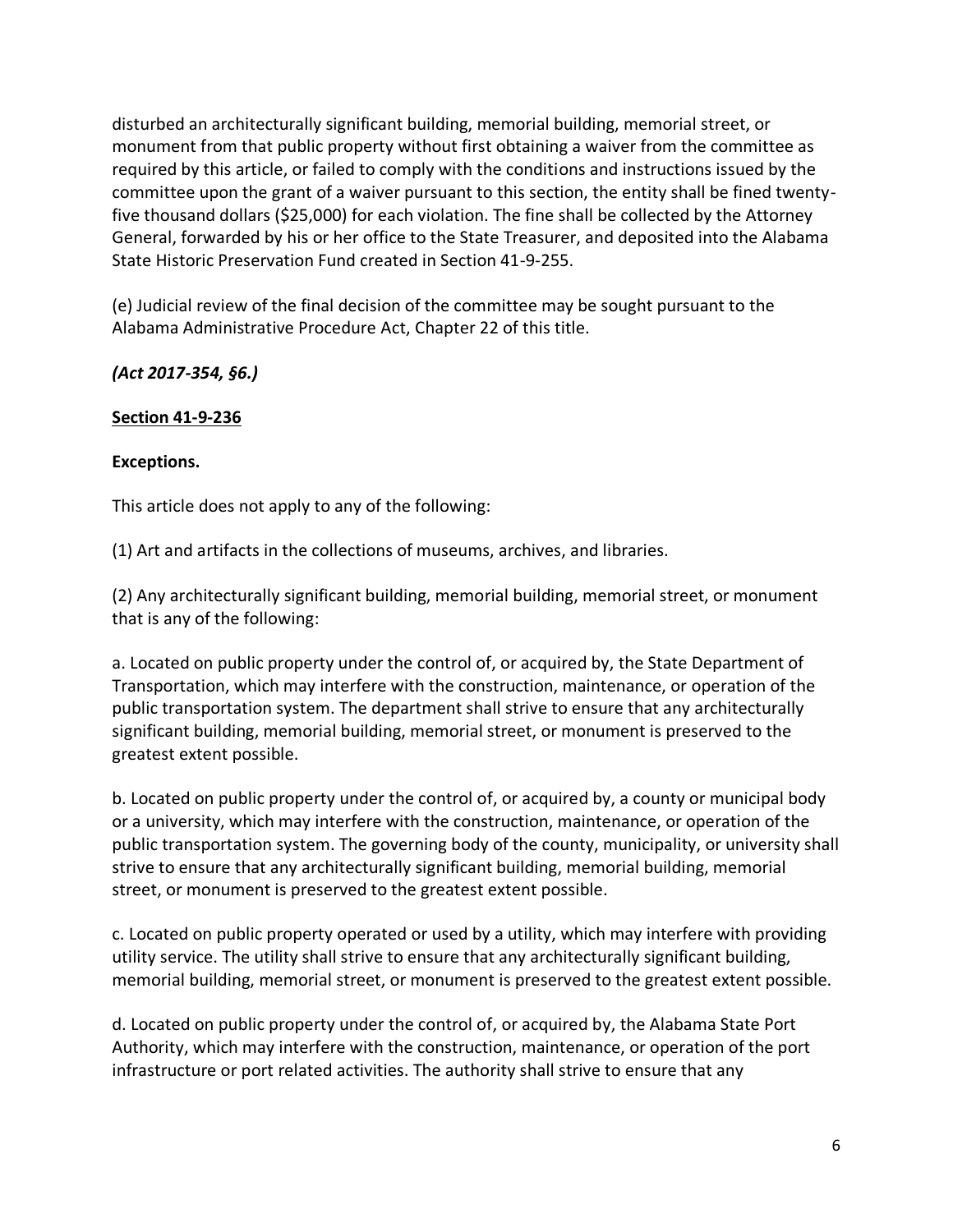disturbed an architecturally significant building, memorial building, memorial street, or monument from that public property without first obtaining a waiver from the committee as required by this article, or failed to comply with the conditions and instructions issued by the committee upon the grant of a waiver pursuant to this section, the entity shall be fined twenty-five thousand dollars ($25,000) for each violation. The fine shall be collected by the Attorney General, forwarded by his or her office to the State Treasurer, and deposited into the Alabama State Historic Preservation Fund created in Section 41-9-255.

(e) Judicial review of the final decision of the committee may be sought pursuant to the Alabama Administrative Procedure Act, Chapter 22 of this title.

***(Act 2017-354, §6.)***

**<u>Section 41-9-236</u>**

**Exceptions.**

This article does not apply to any of the following:

(1) Art and artifacts in the collections of museums, archives, and libraries.

(2) Any architecturally significant building, memorial building, memorial street, or monument that is any of the following:

a. Located on public property under the control of, or acquired by, the State Department of Transportation, which may interfere with the construction, maintenance, or operation of the public transportation system. The department shall strive to ensure that any architecturally significant building, memorial building, memorial street, or monument is preserved to the greatest extent possible.

b. Located on public property under the control of, or acquired by, a county or municipal body or a university, which may interfere with the construction, maintenance, or operation of the public transportation system. The governing body of the county, municipality, or university shall strive to ensure that any architecturally significant building, memorial building, memorial street, or monument is preserved to the greatest extent possible.

c. Located on public property operated or used by a utility, which may interfere with providing utility service. The utility shall strive to ensure that any architecturally significant building, memorial building, memorial street, or monument is preserved to the greatest extent possible.

d. Located on public property under the control of, or acquired by, the Alabama State Port Authority, which may interfere with the construction, maintenance, or operation of the port infrastructure or port related activities. The authority shall strive to ensure that any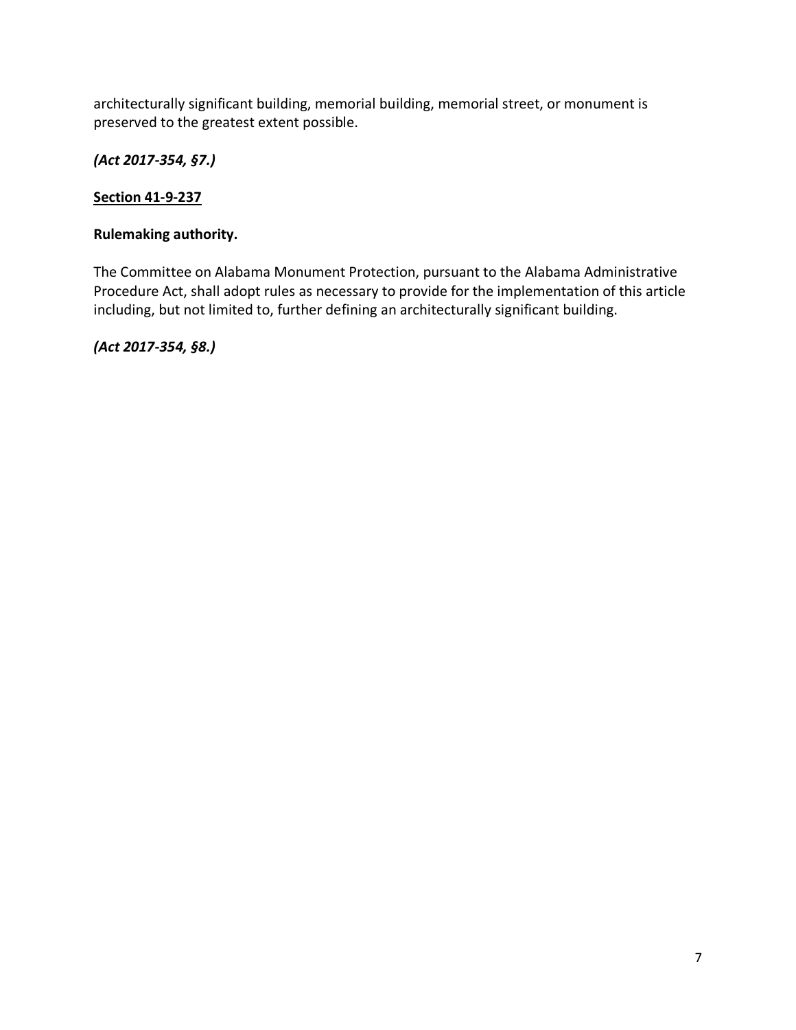architecturally significant building, memorial building, memorial street, or monument is preserved to the greatest extent possible.

***(Act 2017-354, §7.)***

**Section 41-9-237**

**Rulemaking authority.**

The Committee on Alabama Monument Protection, pursuant to the Alabama Administrative Procedure Act, shall adopt rules as necessary to provide for the implementation of this article including, but not limited to, further defining an architecturally significant building.

***(Act 2017-354, §8.)***